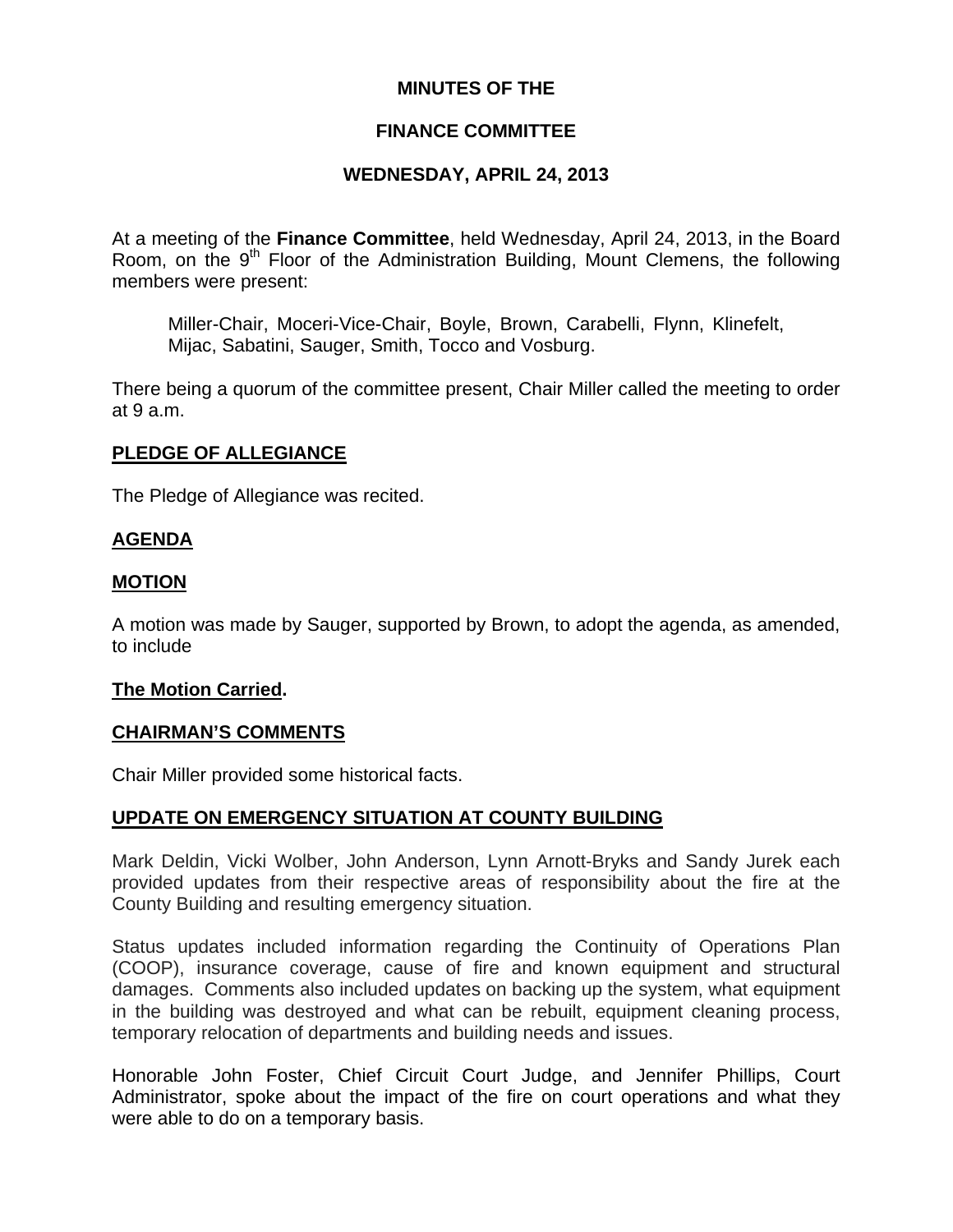# MINUTES OF THE

# FINANCE COMMITTEE

# WEDNESDAY, APRIL 24, 2013

At a meeting of the **Finance Committee**, held Wednesday, April 24, 2013, in the Board Room, on the 9th Floor of the Administration Building, Mount Clemens, the following members were present:

> Miller-Chair, Moceri-Vice-Chair, Boyle, Brown, Carabelli, Flynn, Klinefelt, Mijac, Sabatini, Sauger, Smith, Tocco and Vosburg.

There being a quorum of the committee present, Chair Miller called the meeting to order at 9 a.m.

## PLEDGE OF ALLEGIANCE

The Pledge of Allegiance was recited.

## AGENDA

## MOTION

A motion was made by Sauger, supported by Brown, to adopt the agenda, as amended, to include

**The Motion Carried.**

## CHAIRMAN'S COMMENTS

Chair Miller provided some historical facts.

## UPDATE ON EMERGENCY SITUATION AT COUNTY BUILDING

Mark Deldin, Vicki Wolber, John Anderson, Lynn Arnott-Bryks and Sandy Jurek each provided updates from their respective areas of responsibility about the fire at the County Building and resulting emergency situation.

Status updates included information regarding the Continuity of Operations Plan (COOP), insurance coverage, cause of fire and known equipment and structural damages. Comments also included updates on backing up the system, what equipment in the building was destroyed and what can be rebuilt, equipment cleaning process, temporary relocation of departments and building needs and issues.

Honorable John Foster, Chief Circuit Court Judge, and Jennifer Phillips, Court Administrator, spoke about the impact of the fire on court operations and what they were able to do on a temporary basis.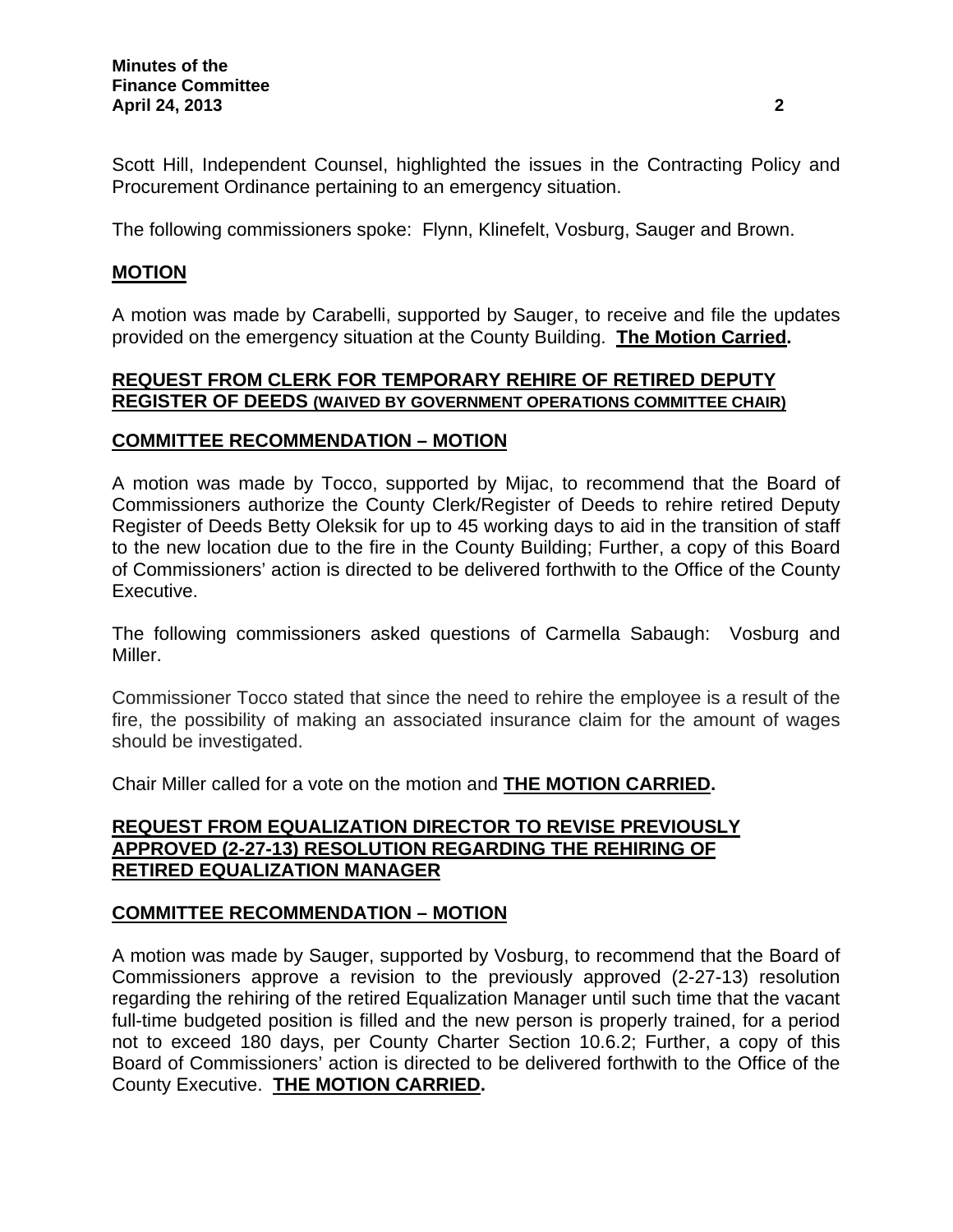Scott Hill, Independent Counsel, highlighted the issues in the Contracting Policy and Procurement Ordinance pertaining to an emergency situation.

The following commissioners spoke: Flynn, Klinefelt, Vosburg, Sauger and Brown.

## **MOTION**

A motion was made by Carabelli, supported by Sauger, to receive and file the updates provided on the emergency situation at the County Building. **The Motion Carried.**

## **REQUEST FROM CLERK FOR TEMPORARY REHIRE OF RETIRED DEPUTY REGISTER OF DEEDS (WAIVED BY GOVERNMENT OPERATIONS COMMITTEE CHAIR)**

## **COMMITTEE RECOMMENDATION – MOTION**

A motion was made by Tocco, supported by Mijac, to recommend that the Board of Commissioners authorize the County Clerk/Register of Deeds to rehire retired Deputy Register of Deeds Betty Oleksik for up to 45 working days to aid in the transition of staff to the new location due to the fire in the County Building; Further, a copy of this Board of Commissioners' action is directed to be delivered forthwith to the Office of the County Executive.

The following commissioners asked questions of Carmella Sabaugh: Vosburg and Miller.

Commissioner Tocco stated that since the need to rehire the employee is a result of the fire, the possibility of making an associated insurance claim for the amount of wages should be investigated.

Chair Miller called for a vote on the motion and **THE MOTION CARRIED.**

## **REQUEST FROM EQUALIZATION DIRECTOR TO REVISE PREVIOUSLY APPROVED (2-27-13) RESOLUTION REGARDING THE REHIRING OF RETIRED EQUALIZATION MANAGER**

## **COMMITTEE RECOMMENDATION – MOTION**

A motion was made by Sauger, supported by Vosburg, to recommend that the Board of Commissioners approve a revision to the previously approved (2-27-13) resolution regarding the rehiring of the retired Equalization Manager until such time that the vacant full-time budgeted position is filled and the new person is properly trained, for a period not to exceed 180 days, per County Charter Section 10.6.2; Further, a copy of this Board of Commissioners' action is directed to be delivered forthwith to the Office of the County Executive. **THE MOTION CARRIED.**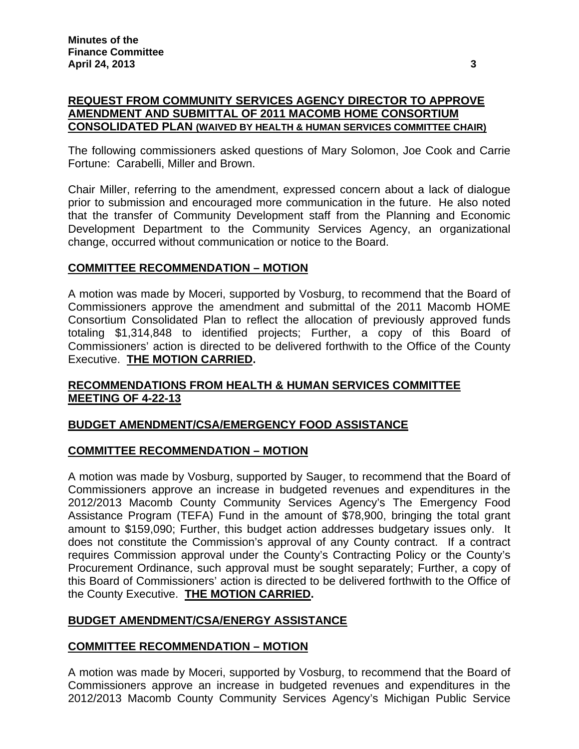## REQUEST FROM COMMUNITY SERVICES AGENCY DIRECTOR TO APPROVE AMENDMENT AND SUBMITTAL OF 2011 MACOMB HOME CONSORTIUM CONSOLIDATED PLAN (WAIVED BY HEALTH & HUMAN SERVICES COMMITTEE CHAIR)

The following commissioners asked questions of Mary Solomon, Joe Cook and Carrie Fortune: Carabelli, Miller and Brown.

Chair Miller, referring to the amendment, expressed concern about a lack of dialogue prior to submission and encouraged more communication in the future. He also noted that the transfer of Community Development staff from the Planning and Economic Development Department to the Community Services Agency, an organizational change, occurred without communication or notice to the Board.

### COMMITTEE RECOMMENDATION – MOTION

A motion was made by Moceri, supported by Vosburg, to recommend that the Board of Commissioners approve the amendment and submittal of the 2011 Macomb HOME Consortium Consolidated Plan to reflect the allocation of previously approved funds totaling $1,314,848 to identified projects; Further, a copy of this Board of Commissioners' action is directed to be delivered forthwith to the Office of the County Executive. **THE MOTION CARRIED.**

## RECOMMENDATIONS FROM HEALTH & HUMAN SERVICES COMMITTEE MEETING OF 4-22-13

### BUDGET AMENDMENT/CSA/EMERGENCY FOOD ASSISTANCE

### COMMITTEE RECOMMENDATION – MOTION

A motion was made by Vosburg, supported by Sauger, to recommend that the Board of Commissioners approve an increase in budgeted revenues and expenditures in the 2012/2013 Macomb County Community Services Agency's The Emergency Food Assistance Program (TEFA) Fund in the amount of $78,900, bringing the total grant amount to $159,090; Further, this budget action addresses budgetary issues only. It does not constitute the Commission's approval of any County contract. If a contract requires Commission approval under the County's Contracting Policy or the County's Procurement Ordinance, such approval must be sought separately; Further, a copy of this Board of Commissioners' action is directed to be delivered forthwith to the Office of the County Executive. **THE MOTION CARRIED.**

### BUDGET AMENDMENT/CSA/ENERGY ASSISTANCE

### COMMITTEE RECOMMENDATION – MOTION

A motion was made by Moceri, supported by Vosburg, to recommend that the Board of Commissioners approve an increase in budgeted revenues and expenditures in the 2012/2013 Macomb County Community Services Agency's Michigan Public Service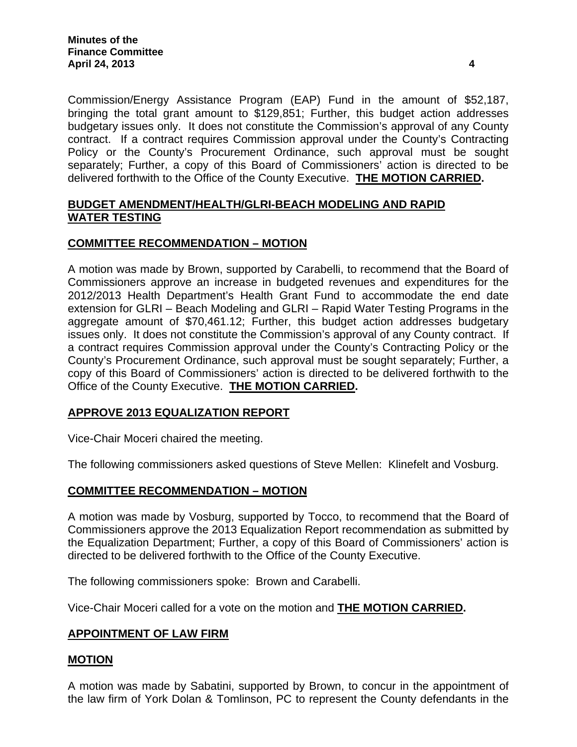Commission/Energy Assistance Program (EAP) Fund in the amount of $52,187, bringing the total grant amount to $129,851; Further, this budget action addresses budgetary issues only. It does not constitute the Commission's approval of any County contract. If a contract requires Commission approval under the County's Contracting Policy or the County's Procurement Ordinance, such approval must be sought separately; Further, a copy of this Board of Commissioners' action is directed to be delivered forthwith to the Office of the County Executive. **THE MOTION CARRIED.**

## BUDGET AMENDMENT/HEALTH/GLRI-BEACH MODELING AND RAPID WATER TESTING

### COMMITTEE RECOMMENDATION – MOTION

A motion was made by Brown, supported by Carabelli, to recommend that the Board of Commissioners approve an increase in budgeted revenues and expenditures for the 2012/2013 Health Department's Health Grant Fund to accommodate the end date extension for GLRI – Beach Modeling and GLRI – Rapid Water Testing Programs in the aggregate amount of $70,461.12; Further, this budget action addresses budgetary issues only. It does not constitute the Commission's approval of any County contract. If a contract requires Commission approval under the County's Contracting Policy or the County's Procurement Ordinance, such approval must be sought separately; Further, a copy of this Board of Commissioners' action is directed to be delivered forthwith to the Office of the County Executive. **THE MOTION CARRIED.**

## APPROVE 2013 EQUALIZATION REPORT

Vice-Chair Moceri chaired the meeting.

The following commissioners asked questions of Steve Mellen: Klinefelt and Vosburg.

### COMMITTEE RECOMMENDATION – MOTION

A motion was made by Vosburg, supported by Tocco, to recommend that the Board of Commissioners approve the 2013 Equalization Report recommendation as submitted by the Equalization Department; Further, a copy of this Board of Commissioners' action is directed to be delivered forthwith to the Office of the County Executive.

The following commissioners spoke: Brown and Carabelli.

Vice-Chair Moceri called for a vote on the motion and **THE MOTION CARRIED.**

## APPOINTMENT OF LAW FIRM

### MOTION

A motion was made by Sabatini, supported by Brown, to concur in the appointment of the law firm of York Dolan & Tomlinson, PC to represent the County defendants in the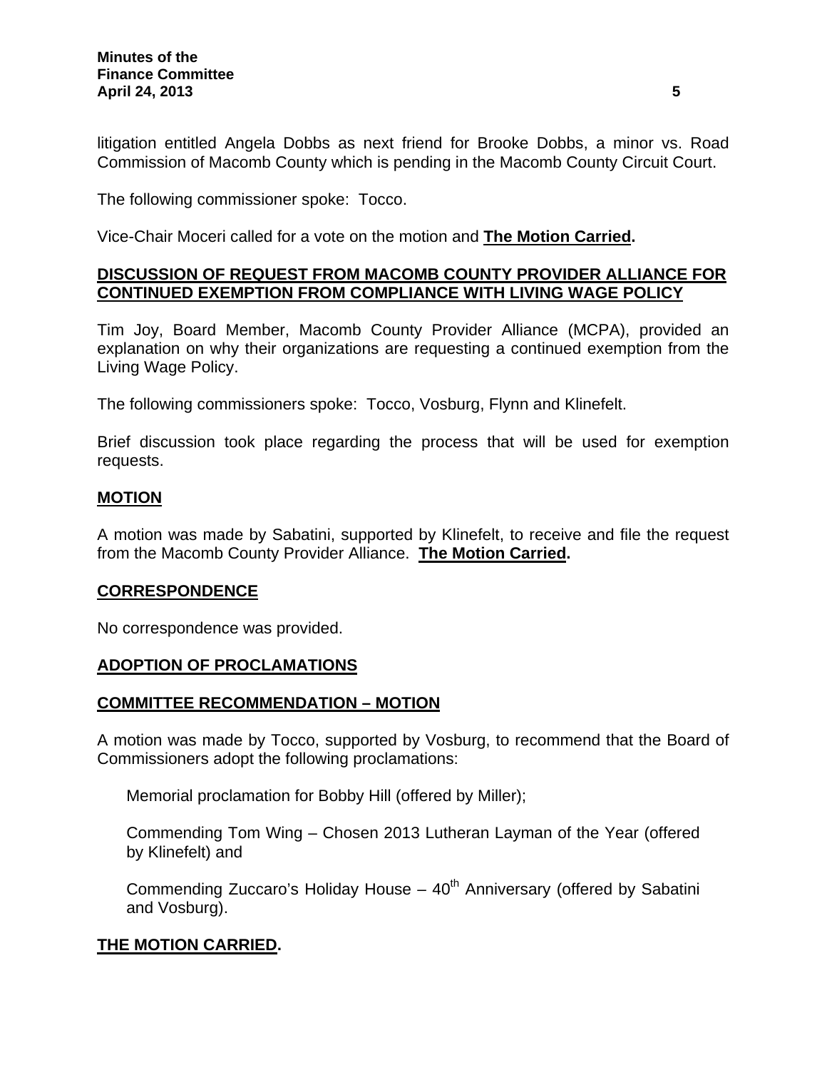litigation entitled Angela Dobbs as next friend for Brooke Dobbs, a minor vs. Road Commission of Macomb County which is pending in the Macomb County Circuit Court.

The following commissioner spoke: Tocco.

Vice-Chair Moceri called for a vote on the motion and **The Motion Carried.**

## DISCUSSION OF REQUEST FROM MACOMB COUNTY PROVIDER ALLIANCE FOR CONTINUED EXEMPTION FROM COMPLIANCE WITH LIVING WAGE POLICY

Tim Joy, Board Member, Macomb County Provider Alliance (MCPA), provided an explanation on why their organizations are requesting a continued exemption from the Living Wage Policy.

The following commissioners spoke: Tocco, Vosburg, Flynn and Klinefelt.

Brief discussion took place regarding the process that will be used for exemption requests.

## MOTION

A motion was made by Sabatini, supported by Klinefelt, to receive and file the request from the Macomb County Provider Alliance. **The Motion Carried.**

## CORRESPONDENCE

No correspondence was provided.

## ADOPTION OF PROCLAMATIONS

## COMMITTEE RECOMMENDATION – MOTION

A motion was made by Tocco, supported by Vosburg, to recommend that the Board of Commissioners adopt the following proclamations:

Memorial proclamation for Bobby Hill (offered by Miller);

Commending Tom Wing – Chosen 2013 Lutheran Layman of the Year (offered by Klinefelt) and

Commending Zuccaro's Holiday House – 40th Anniversary (offered by Sabatini and Vosburg).

**THE MOTION CARRIED.**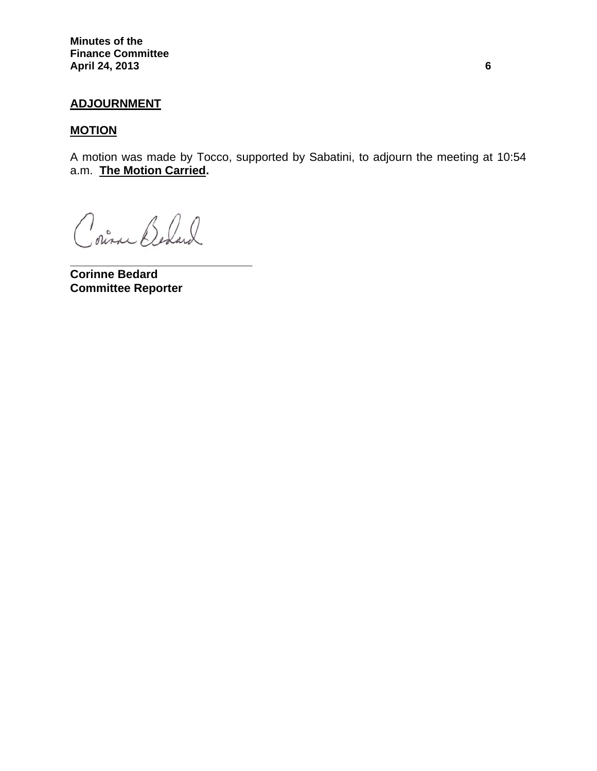## ADJOURNMENT

## MOTION

A motion was made by Tocco, supported by Sabatini, to adjourn the meeting at 10:54 a.m. **The Motion Carried.**

\_\_\_\_\_\_\_\_\_\_\_\_\_\_\_\_\_\_\_\_\_\_\_\_\_\_\_\_\_\_

**Corinne Bedard**
**Committee Reporter**